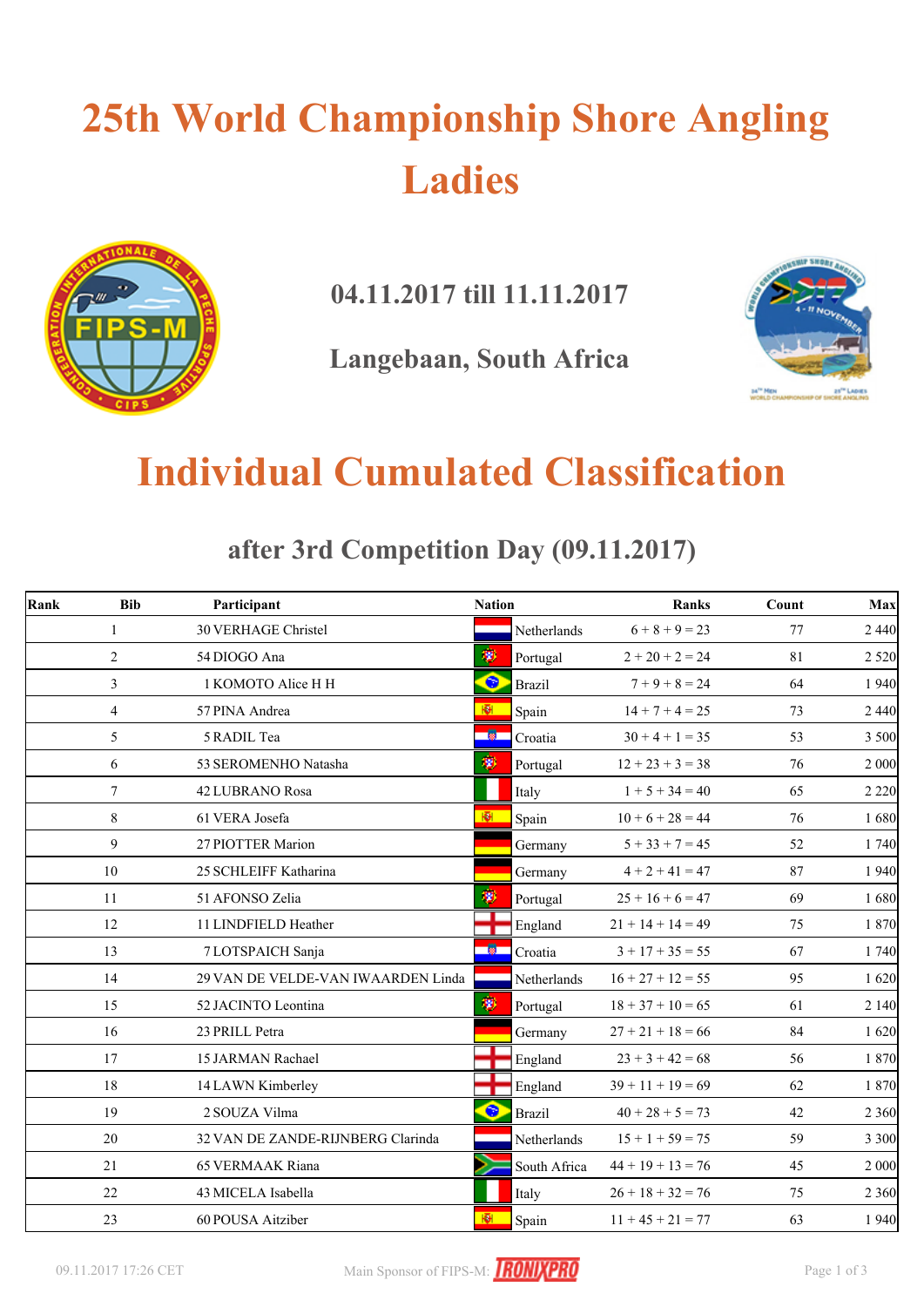# 25th World Championship Shore Angling Ladies

## 04.11.2017 till 11.11.2017

## Langebaan, South Africa

# Individual Cumulated Classification

## after 3rd Competition Day (09.11.2017)

| Rank | Bib | Participant | Nation | Ranks | Count | Max |
|---|---|---|---|---|---|---|
| 1 | 30 | VERHAGE Christel | Netherlands | 6 + 8 + 9 = 23 | 77 | 2 440 |
| 2 | 54 | DIOGO Ana | Portugal | 2 + 20 + 2 = 24 | 81 | 2 520 |
| 3 | 1 | KOMOTO Alice H H | Brazil | 7 + 9 + 8 = 24 | 64 | 1 940 |
| 4 | 57 | PINA Andrea | Spain | 14 + 7 + 4 = 25 | 73 | 2 440 |
| 5 | 5 | RADIL Tea | Croatia | 30 + 4 + 1 = 35 | 53 | 3 500 |
| 6 | 53 | SEROMENHO Natasha | Portugal | 12 + 23 + 3 = 38 | 76 | 2 000 |
| 7 | 42 | LUBRANO Rosa | Italy | 1 + 5 + 34 = 40 | 65 | 2 220 |
| 8 | 61 | VERA Josefa | Spain | 10 + 6 + 28 = 44 | 76 | 1 680 |
| 9 | 27 | PIOTTER Marion | Germany | 5 + 33 + 7 = 45 | 52 | 1 740 |
| 10 | 25 | SCHLEIFF Katharina | Germany | 4 + 2 + 41 = 47 | 87 | 1 940 |
| 11 | 51 | AFONSO Zelia | Portugal | 25 + 16 + 6 = 47 | 69 | 1 680 |
| 12 | 11 | LINDFIELD Heather | England | 21 + 14 + 14 = 49 | 75 | 1 870 |
| 13 | 7 | LOTSPAICH Sanja | Croatia | 3 + 17 + 35 = 55 | 67 | 1 740 |
| 14 | 29 | VAN DE VELDE-VAN IWAARDEN Linda | Netherlands | 16 + 27 + 12 = 55 | 95 | 1 620 |
| 15 | 52 | JACINTO Leontina | Portugal | 18 + 37 + 10 = 65 | 61 | 2 140 |
| 16 | 23 | PRILL Petra | Germany | 27 + 21 + 18 = 66 | 84 | 1 620 |
| 17 | 15 | JARMAN Rachael | England | 23 + 3 + 42 = 68 | 56 | 1 870 |
| 18 | 14 | LAWN Kimberley | England | 39 + 11 + 19 = 69 | 62 | 1 870 |
| 19 | 2 | SOUZA Vilma | Brazil | 40 + 28 + 5 = 73 | 42 | 2 360 |
| 20 | 32 | VAN DE ZANDE-RIJNBERG Clarinda | Netherlands | 15 + 1 + 59 = 75 | 59 | 3 300 |
| 21 | 65 | VERMAAK Riana | South Africa | 44 + 19 + 13 = 76 | 45 | 2 000 |
| 22 | 43 | MICELA Isabella | Italy | 26 + 18 + 32 = 76 | 75 | 2 360 |
| 23 | 60 | POUSA Aitziber | Spain | 11 + 45 + 21 = 77 | 63 | 1 940 |

09.11.2017 17:26 CET — Main Sponsor of FIPS-M: IRONIXPRO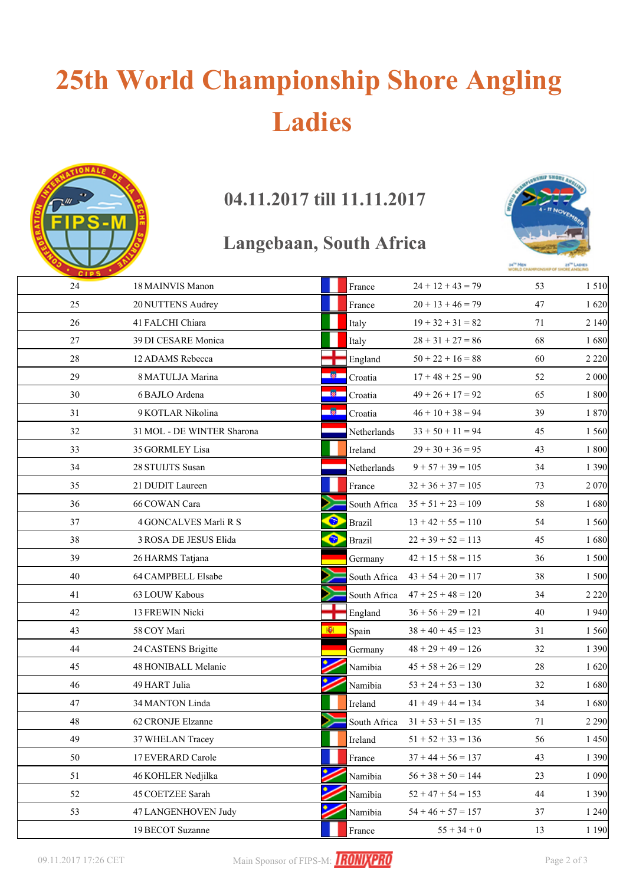# 25th World Championship Shore Angling Ladies

## 04.11.2017 till 11.11.2017

## Langebaan, South Africa

| | | | | | | |
|---|---|---|---|---|---|---|
| 24 | 18 | MAINVIS Manon | France | 24 + 12 + 43 = 79 | 53 | 1 510 |
| 25 | 20 | NUTTENS Audrey | France | 20 + 13 + 46 = 79 | 47 | 1 620 |
| 26 | 41 | FALCHI Chiara | Italy | 19 + 32 + 31 = 82 | 71 | 2 140 |
| 27 | 39 | DI CESARE Monica | Italy | 28 + 31 + 27 = 86 | 68 | 1 680 |
| 28 | 12 | ADAMS Rebecca | England | 50 + 22 + 16 = 88 | 60 | 2 220 |
| 29 | 8 | MATULJA Marina | Croatia | 17 + 48 + 25 = 90 | 52 | 2 000 |
| 30 | 6 | BAJLO Ardena | Croatia | 49 + 26 + 17 = 92 | 65 | 1 800 |
| 31 | 9 | KOTLAR Nikolina | Croatia | 46 + 10 + 38 = 94 | 39 | 1 870 |
| 32 | 31 | MOL - DE WINTER Sharona | Netherlands | 33 + 50 + 11 = 94 | 45 | 1 560 |
| 33 | 35 | GORMLEY Lisa | Ireland | 29 + 30 + 36 = 95 | 43 | 1 800 |
| 34 | 28 | STUIJTS Susan | Netherlands | 9 + 57 + 39 = 105 | 34 | 1 390 |
| 35 | 21 | DUDIT Laureen | France | 32 + 36 + 37 = 105 | 73 | 2 070 |
| 36 | 66 | COWAN Cara | South Africa | 35 + 51 + 23 = 109 | 58 | 1 680 |
| 37 | 4 | GONCALVES Marli R S | Brazil | 13 + 42 + 55 = 110 | 54 | 1 560 |
| 38 | 3 | ROSA DE JESUS Elida | Brazil | 22 + 39 + 52 = 113 | 45 | 1 680 |
| 39 | 26 | HARMS Tatjana | Germany | 42 + 15 + 58 = 115 | 36 | 1 500 |
| 40 | 64 | CAMPBELL Elsabe | South Africa | 43 + 54 + 20 = 117 | 38 | 1 500 |
| 41 | 63 | LOUW Kabous | South Africa | 47 + 25 + 48 = 120 | 34 | 2 220 |
| 42 | 13 | FREWIN Nicki | England | 36 + 56 + 29 = 121 | 40 | 1 940 |
| 43 | 58 | COY Mari | Spain | 38 + 40 + 45 = 123 | 31 | 1 560 |
| 44 | 24 | CASTENS Brigitte | Germany | 48 + 29 + 49 = 126 | 32 | 1 390 |
| 45 | 48 | HONIBALL Melanie | Namibia | 45 + 58 + 26 = 129 | 28 | 1 620 |
| 46 | 49 | HART Julia | Namibia | 53 + 24 + 53 = 130 | 32 | 1 680 |
| 47 | 34 | MANTON Linda | Ireland | 41 + 49 + 44 = 134 | 34 | 1 680 |
| 48 | 62 | CRONJE Elzanne | South Africa | 31 + 53 + 51 = 135 | 71 | 2 290 |
| 49 | 37 | WHELAN Tracey | Ireland | 51 + 52 + 33 = 136 | 56 | 1 450 |
| 50 | 17 | EVERARD Carole | France | 37 + 44 + 56 = 137 | 43 | 1 390 |
| 51 | 46 | KOHLER Nedjilka | Namibia | 56 + 38 + 50 = 144 | 23 | 1 090 |
| 52 | 45 | COETZEE Sarah | Namibia | 52 + 47 + 54 = 153 | 44 | 1 390 |
| 53 | 47 | LANGENHOVEN Judy | Namibia | 54 + 46 + 57 = 157 | 37 | 1 240 |
| | 19 | BECOT Suzanne | France | 55 + 34 + 0 | 13 | 1 190 |

09.11.2017 17:26 CET

Main Sponsor of FIPS-M: IRONIXPRO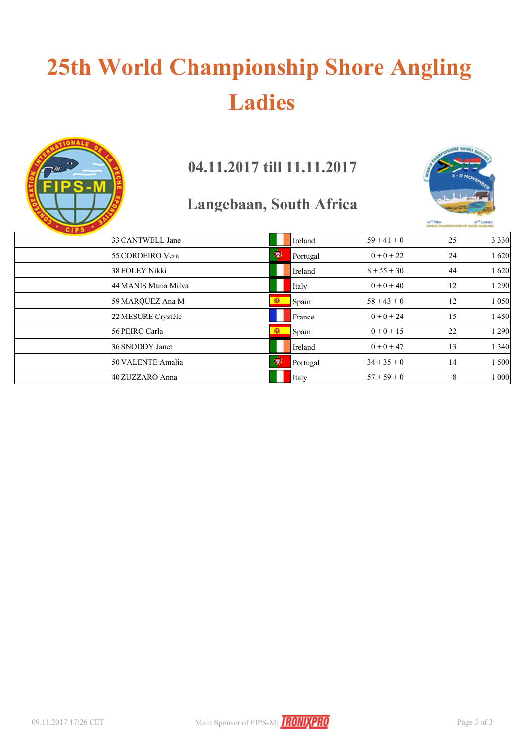# 25th World Championship Shore Angling Ladies

## 04.11.2017 till 11.11.2017

## Langebaan, South Africa

| | | | | |
|---|---|---|---|---|
| 33 CANTWELL Jane | Ireland | 59 + 41 + 0 | 25 | 3 330 |
| 55 CORDEIRO Vera | Portugal | 0 + 0 + 22 | 24 | 1 620 |
| 38 FOLEY Nikki | Ireland | 8 + 55 + 30 | 44 | 1 620 |
| 44 MANIS Maria Milva | Italy | 0 + 0 + 40 | 12 | 1 290 |
| 59 MARQUEZ Ana M | Spain | 58 + 43 + 0 | 12 | 1 050 |
| 22 MESURE Crystèle | France | 0 + 0 + 24 | 15 | 1 450 |
| 56 PEIRO Carla | Spain | 0 + 0 + 15 | 22 | 1 290 |
| 36 SNODDY Janet | Ireland | 0 + 0 + 47 | 13 | 1 340 |
| 50 VALENTE Amalia | Portugal | 34 + 35 + 0 | 14 | 1 500 |
| 40 ZUZZARO Anna | Italy | 57 + 59 + 0 | 8 | 1 000 |

09.11.2017 17:26 CET

Main Sponsor of FIPS-M: IRONIXPRO